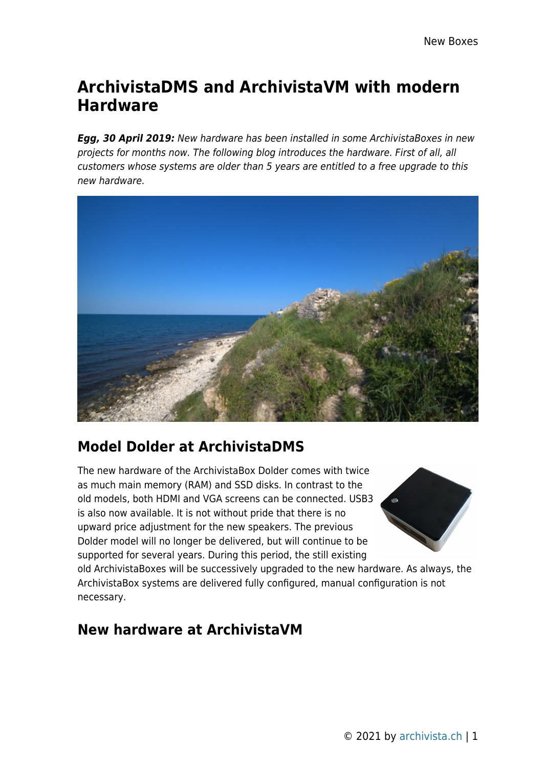# ArchivistaDMS and ArchivistaVM with modern Hardware

***Egg, 30 April 2019:*** *New hardware has been installed in some ArchivistaBoxes in new projects for months now. The following blog introduces the hardware. First of all, all customers whose systems are older than 5 years are entitled to a free upgrade to this new hardware.*

## Model Dolder at ArchivistaDMS

The new hardware of the ArchivistaBox Dolder comes with twice as much main memory (RAM) and SSD disks. In contrast to the old models, both HDMI and VGA screens can be connected. USB3 is also now available. It is not without pride that there is no upward price adjustment for the new speakers. The previous Dolder model will no longer be delivered, but will continue to be supported for several years. During this period, the still existing old ArchivistaBoxes will be successively upgraded to the new hardware. As always, the ArchivistaBox systems are delivered fully configured, manual configuration is not necessary.

## New hardware at ArchivistaVM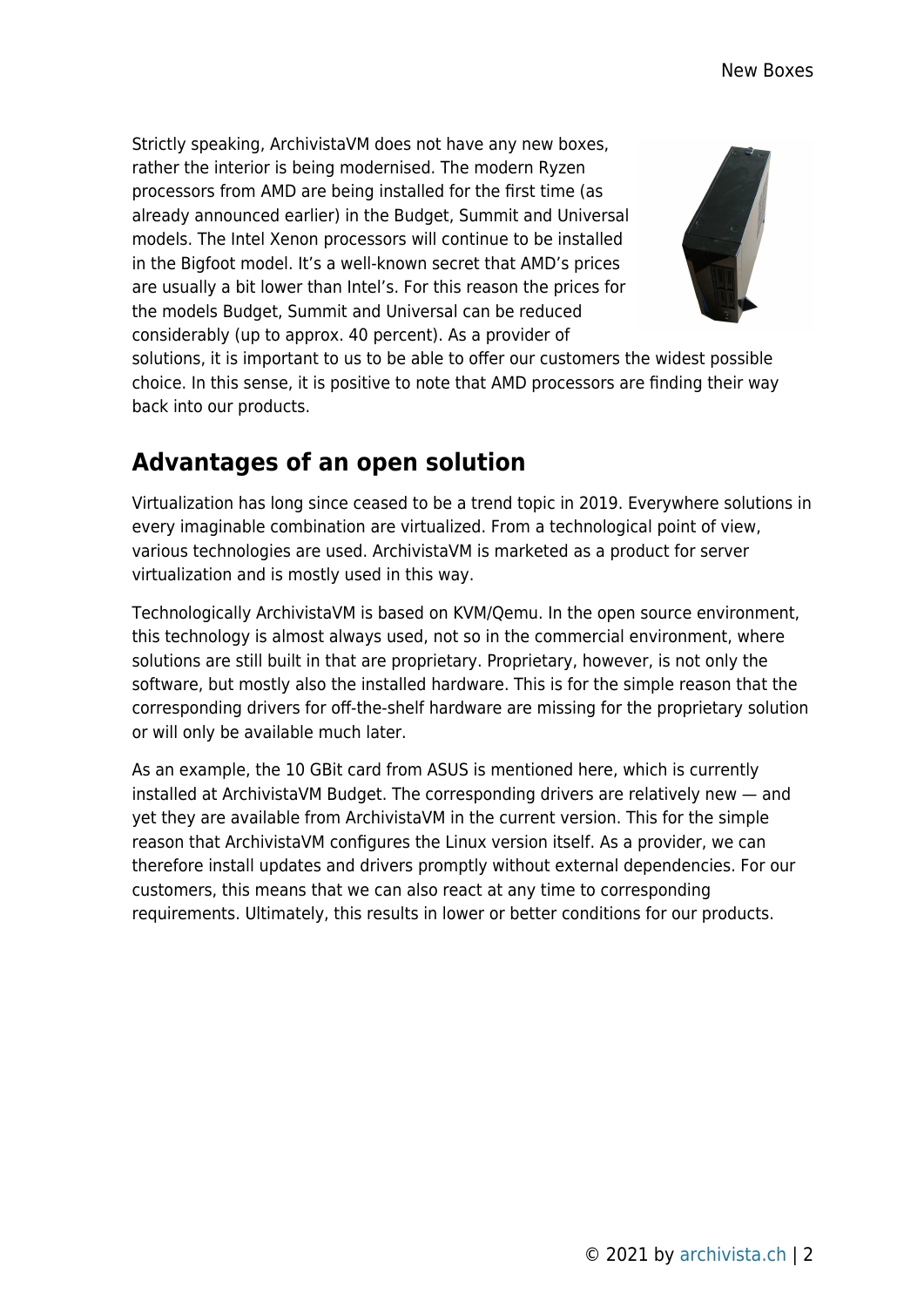Strictly speaking, ArchivistaVM does not have any new boxes, rather the interior is being modernised. The modern Ryzen processors from AMD are being installed for the first time (as already announced earlier) in the Budget, Summit and Universal models. The Intel Xenon processors will continue to be installed in the Bigfoot model. It's a well-known secret that AMD's prices are usually a bit lower than Intel's. For this reason the prices for the models Budget, Summit and Universal can be reduced considerably (up to approx. 40 percent). As a provider of solutions, it is important to us to be able to offer our customers the widest possible choice. In this sense, it is positive to note that AMD processors are finding their way back into our products.

## Advantages of an open solution

Virtualization has long since ceased to be a trend topic in 2019. Everywhere solutions in every imaginable combination are virtualized. From a technological point of view, various technologies are used. ArchivistaVM is marketed as a product for server virtualization and is mostly used in this way.

Technologically ArchivistaVM is based on KVM/Qemu. In the open source environment, this technology is almost always used, not so in the commercial environment, where solutions are still built in that are proprietary. Proprietary, however, is not only the software, but mostly also the installed hardware. This is for the simple reason that the corresponding drivers for off-the-shelf hardware are missing for the proprietary solution or will only be available much later.

As an example, the 10 GBit card from ASUS is mentioned here, which is currently installed at ArchivistaVM Budget. The corresponding drivers are relatively new — and yet they are available from ArchivistaVM in the current version. This for the simple reason that ArchivistaVM configures the Linux version itself. As a provider, we can therefore install updates and drivers promptly without external dependencies. For our customers, this means that we can also react at any time to corresponding requirements. Ultimately, this results in lower or better conditions for our products.